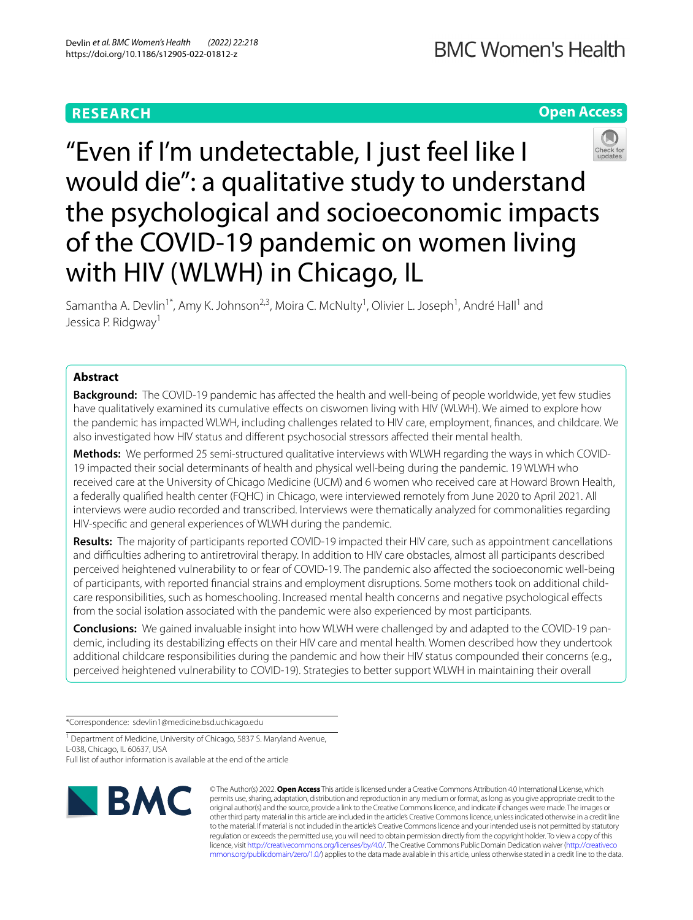**RESEARCH** **Open Access**

# "Even if I'm undetectable, I just feel like I would die": a qualitative study to understand the psychological and socioeconomic impacts of the COVID-19 pandemic on women living with HIV (WLWH) in Chicago, IL

Samantha A. Devlin[1*], Amy K. Johnson[2,3], Moira C. McNulty[1], Olivier L. Joseph[1], André Hall[1] and Jessica P. Ridgway[1]

## Abstract

**Background:** The COVID-19 pandemic has affected the health and well-being of people worldwide, yet few studies have qualitatively examined its cumulative effects on ciswomen living with HIV (WLWH). We aimed to explore how the pandemic has impacted WLWH, including challenges related to HIV care, employment, finances, and childcare. We also investigated how HIV status and different psychosocial stressors affected their mental health.

**Methods:** We performed 25 semi-structured qualitative interviews with WLWH regarding the ways in which COVID-19 impacted their social determinants of health and physical well-being during the pandemic. 19 WLWH who received care at the University of Chicago Medicine (UCM) and 6 women who received care at Howard Brown Health, a federally qualified health center (FQHC) in Chicago, were interviewed remotely from June 2020 to April 2021. All interviews were audio recorded and transcribed. Interviews were thematically analyzed for commonalities regarding HIV-specific and general experiences of WLWH during the pandemic.

**Results:** The majority of participants reported COVID-19 impacted their HIV care, such as appointment cancellations and difficulties adhering to antiretroviral therapy. In addition to HIV care obstacles, almost all participants described perceived heightened vulnerability to or fear of COVID-19. The pandemic also affected the socioeconomic well-being of participants, with reported financial strains and employment disruptions. Some mothers took on additional childcare responsibilities, such as homeschooling. Increased mental health concerns and negative psychological effects from the social isolation associated with the pandemic were also experienced by most participants.

**Conclusions:** We gained invaluable insight into how WLWH were challenged by and adapted to the COVID-19 pandemic, including its destabilizing effects on their HIV care and mental health. Women described how they undertook additional childcare responsibilities during the pandemic and how their HIV status compounded their concerns (e.g., perceived heightened vulnerability to COVID-19). Strategies to better support WLWH in maintaining their overall

*Correspondence: sdevlin1@medicine.bsd.uchicago.edu

[1] Department of Medicine, University of Chicago, 5837 S. Maryland Avenue, L-038, Chicago, IL 60637, USA

Full list of author information is available at the end of the article

© The Author(s) 2022. **Open Access** This article is licensed under a Creative Commons Attribution 4.0 International License, which permits use, sharing, adaptation, distribution and reproduction in any medium or format, as long as you give appropriate credit to the original author(s) and the source, provide a link to the Creative Commons licence, and indicate if changes were made. The images or other third party material in this article are included in the article's Creative Commons licence, unless indicated otherwise in a credit line to the material. If material is not included in the article's Creative Commons licence and your intended use is not permitted by statutory regulation or exceeds the permitted use, you will need to obtain permission directly from the copyright holder. To view a copy of this licence, visit http://creativecommons.org/licenses/by/4.0/. The Creative Commons Public Domain Dedication waiver (http://creativecommons.org/publicdomain/zero/1.0/) applies to the data made available in this article, unless otherwise stated in a credit line to the data.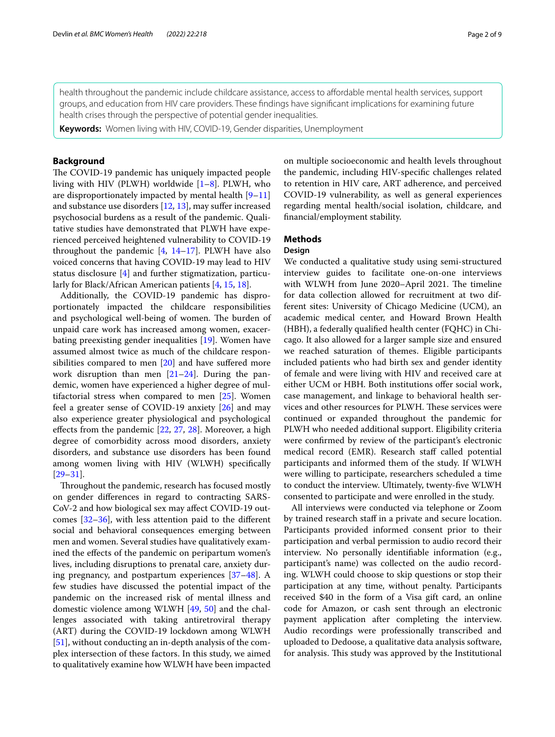health throughout the pandemic include childcare assistance, access to affordable mental health services, support groups, and education from HIV care providers. These findings have significant implications for examining future health crises through the perspective of potential gender inequalities.

**Keywords:** Women living with HIV, COVID-19, Gender disparities, Unemployment

## Background

The COVID-19 pandemic has uniquely impacted people living with HIV (PLWH) worldwide [1–8]. PLWH, who are disproportionately impacted by mental health [9–11] and substance use disorders [12, 13], may suffer increased psychosocial burdens as a result of the pandemic. Qualitative studies have demonstrated that PLWH have experienced perceived heightened vulnerability to COVID-19 throughout the pandemic [4, 14–17]. PLWH have also voiced concerns that having COVID-19 may lead to HIV status disclosure [4] and further stigmatization, particularly for Black/African American patients [4, 15, 18].

Additionally, the COVID-19 pandemic has disproportionately impacted the childcare responsibilities and psychological well-being of women. The burden of unpaid care work has increased among women, exacerbating preexisting gender inequalities [19]. Women have assumed almost twice as much of the childcare responsibilities compared to men [20] and have suffered more work disruption than men [21–24]. During the pandemic, women have experienced a higher degree of multifactorial stress when compared to men [25]. Women feel a greater sense of COVID-19 anxiety [26] and may also experience greater physiological and psychological effects from the pandemic [22, 27, 28]. Moreover, a high degree of comorbidity across mood disorders, anxiety disorders, and substance use disorders has been found among women living with HIV (WLWH) specifically [29–31].

Throughout the pandemic, research has focused mostly on gender differences in regard to contracting SARS-CoV-2 and how biological sex may affect COVID-19 outcomes [32–36], with less attention paid to the different social and behavioral consequences emerging between men and women. Several studies have qualitatively examined the effects of the pandemic on peripartum women's lives, including disruptions to prenatal care, anxiety during pregnancy, and postpartum experiences [37–48]. A few studies have discussed the potential impact of the pandemic on the increased risk of mental illness and domestic violence among WLWH [49, 50] and the challenges associated with taking antiretroviral therapy (ART) during the COVID-19 lockdown among WLWH [51], without conducting an in-depth analysis of the complex intersection of these factors. In this study, we aimed to qualitatively examine how WLWH have been impacted on multiple socioeconomic and health levels throughout the pandemic, including HIV-specific challenges related to retention in HIV care, ART adherence, and perceived COVID-19 vulnerability, as well as general experiences regarding mental health/social isolation, childcare, and financial/employment stability.

## Methods

### Design

We conducted a qualitative study using semi-structured interview guides to facilitate one-on-one interviews with WLWH from June 2020–April 2021. The timeline for data collection allowed for recruitment at two different sites: University of Chicago Medicine (UCM), an academic medical center, and Howard Brown Health (HBH), a federally qualified health center (FQHC) in Chicago. It also allowed for a larger sample size and ensured we reached saturation of themes. Eligible participants included patients who had birth sex and gender identity of female and were living with HIV and received care at either UCM or HBH. Both institutions offer social work, case management, and linkage to behavioral health services and other resources for PLWH. These services were continued or expanded throughout the pandemic for PLWH who needed additional support. Eligibility criteria were confirmed by review of the participant's electronic medical record (EMR). Research staff called potential participants and informed them of the study. If WLWH were willing to participate, researchers scheduled a time to conduct the interview. Ultimately, twenty-five WLWH consented to participate and were enrolled in the study.

All interviews were conducted via telephone or Zoom by trained research staff in a private and secure location. Participants provided informed consent prior to their participation and verbal permission to audio record their interview. No personally identifiable information (e.g., participant's name) was collected on the audio recording. WLWH could choose to skip questions or stop their participation at any time, without penalty. Participants received $40 in the form of a Visa gift card, an online code for Amazon, or cash sent through an electronic payment application after completing the interview. Audio recordings were professionally transcribed and uploaded to Dedoose, a qualitative data analysis software, for analysis. This study was approved by the Institutional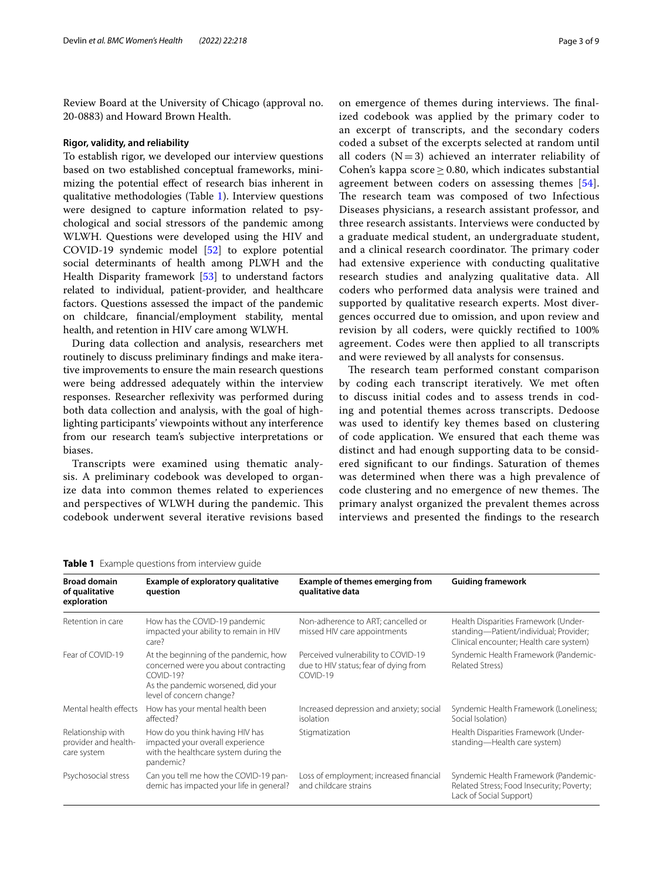Review Board at the University of Chicago (approval no. 20-0883) and Howard Brown Health.

### Rigor, validity, and reliability

To establish rigor, we developed our interview questions based on two established conceptual frameworks, minimizing the potential effect of research bias inherent in qualitative methodologies (Table 1). Interview questions were designed to capture information related to psychological and social stressors of the pandemic among WLWH. Questions were developed using the HIV and COVID-19 syndemic model [52] to explore potential social determinants of health among PLWH and the Health Disparity framework [53] to understand factors related to individual, patient-provider, and healthcare factors. Questions assessed the impact of the pandemic on childcare, financial/employment stability, mental health, and retention in HIV care among WLWH.

During data collection and analysis, researchers met routinely to discuss preliminary findings and make iterative improvements to ensure the main research questions were being addressed adequately within the interview responses. Researcher reflexivity was performed during both data collection and analysis, with the goal of highlighting participants' viewpoints without any interference from our research team's subjective interpretations or biases.

Transcripts were examined using thematic analysis. A preliminary codebook was developed to organize data into common themes related to experiences and perspectives of WLWH during the pandemic. This codebook underwent several iterative revisions based on emergence of themes during interviews. The finalized codebook was applied by the primary coder to an excerpt of transcripts, and the secondary coders coded a subset of the excerpts selected at random until all coders ($N = 3$) achieved an interrater reliability of Cohen's kappa score $\geq 0.80$, which indicates substantial agreement between coders on assessing themes [54]. The research team was composed of two Infectious Diseases physicians, a research assistant professor, and three research assistants. Interviews were conducted by a graduate medical student, an undergraduate student, and a clinical research coordinator. The primary coder had extensive experience with conducting qualitative research studies and analyzing qualitative data. All coders who performed data analysis were trained and supported by qualitative research experts. Most divergences occurred due to omission, and upon review and revision by all coders, were quickly rectified to 100% agreement. Codes were then applied to all transcripts and were reviewed by all analysts for consensus.

The research team performed constant comparison by coding each transcript iteratively. We met often to discuss initial codes and to assess trends in coding and potential themes across transcripts. Dedoose was used to identify key themes based on clustering of code application. We ensured that each theme was distinct and had enough supporting data to be considered significant to our findings. Saturation of themes was determined when there was a high prevalence of code clustering and no emergence of new themes. The primary analyst organized the prevalent themes across interviews and presented the findings to the research

**Table 1** Example questions from interview guide

| Broad domain of qualitative exploration | Example of exploratory qualitative question | Example of themes emerging from qualitative data | Guiding framework |
|---|---|---|---|
| Retention in care | How has the COVID-19 pandemic impacted your ability to remain in HIV care? | Non-adherence to ART; cancelled or missed HIV care appointments | Health Disparities Framework (Understanding—Patient/individual; Provider; Clinical encounter; Health care system) |
| Fear of COVID-19 | At the beginning of the pandemic, how concerned were you about contracting COVID-19? As the pandemic worsened, did your level of concern change? | Perceived vulnerability to COVID-19 due to HIV status; fear of dying from COVID-19 | Syndemic Health Framework (Pandemic-Related Stress) |
| Mental health effects | How has your mental health been affected? | Increased depression and anxiety; social isolation | Syndemic Health Framework (Loneliness; Social Isolation) |
| Relationship with provider and health-care system | How do you think having HIV has impacted your overall experience with the healthcare system during the pandemic? | Stigmatization | Health Disparities Framework (Understanding—Health care system) |
| Psychosocial stress | Can you tell me how the COVID-19 pandemic has impacted your life in general? | Loss of employment; increased financial and childcare strains | Syndemic Health Framework (Pandemic-Related Stress; Food Insecurity; Poverty; Lack of Social Support) |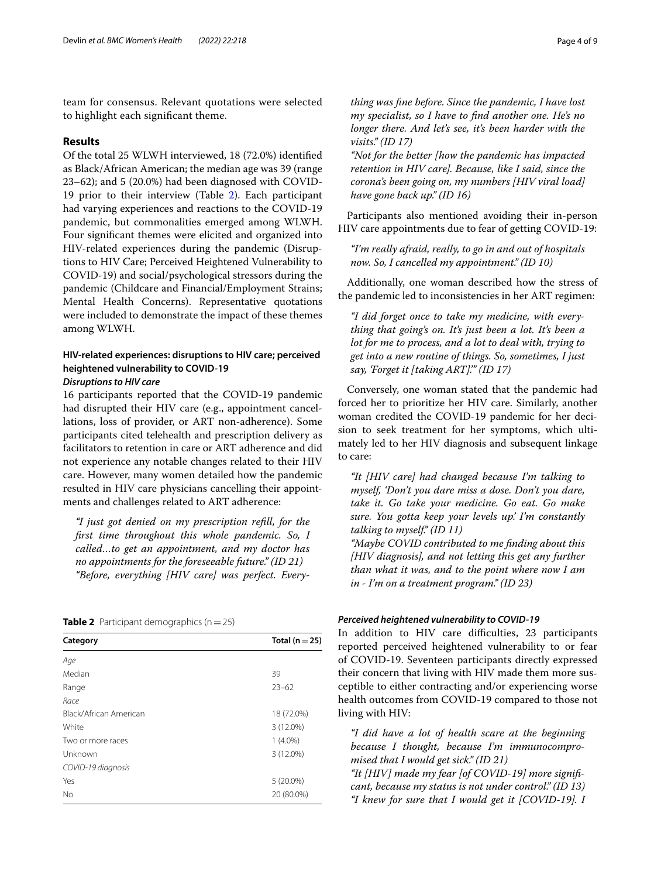team for consensus. Relevant quotations were selected to highlight each significant theme.

## Results

Of the total 25 WLWH interviewed, 18 (72.0%) identified as Black/African American; the median age was 39 (range 23–62); and 5 (20.0%) had been diagnosed with COVID-19 prior to their interview (Table 2). Each participant had varying experiences and reactions to the COVID-19 pandemic, but commonalities emerged among WLWH. Four significant themes were elicited and organized into HIV-related experiences during the pandemic (Disruptions to HIV Care; Perceived Heightened Vulnerability to COVID-19) and social/psychological stressors during the pandemic (Childcare and Financial/Employment Strains; Mental Health Concerns). Representative quotations were included to demonstrate the impact of these themes among WLWH.

### HIV-related experiences: disruptions to HIV care; perceived heightened vulnerability to COVID-19

#### *Disruptions to HIV care*

16 participants reported that the COVID-19 pandemic had disrupted their HIV care (e.g., appointment cancellations, loss of provider, or ART non-adherence). Some participants cited telehealth and prescription delivery as facilitators to retention in care or ART adherence and did not experience any notable changes related to their HIV care. However, many women detailed how the pandemic resulted in HIV care physicians cancelling their appointments and challenges related to ART adherence:

> *"I just got denied on my prescription refill, for the first time throughout this whole pandemic. So, I called…to get an appointment, and my doctor has no appointments for the foreseeable future." (ID 21)*
> *"Before, everything [HIV care] was perfect. Everything was fine before. Since the pandemic, I have lost my specialist, so I have to find another one. He's no longer there. And let's see, it's been harder with the visits." (ID 17)*
> *"Not for the better [how the pandemic has impacted retention in HIV care]. Because, like I said, since the corona's been going on, my numbers [HIV viral load] have gone back up." (ID 16)*

Participants also mentioned avoiding their in-person HIV care appointments due to fear of getting COVID-19:

> *"I'm really afraid, really, to go in and out of hospitals now. So, I cancelled my appointment." (ID 10)*

Additionally, one woman described how the stress of the pandemic led to inconsistencies in her ART regimen:

> *"I did forget once to take my medicine, with everything that going's on. It's just been a lot. It's been a lot for me to process, and a lot to deal with, trying to get into a new routine of things. So, sometimes, I just say, 'Forget it [taking ART].'" (ID 17)*

Conversely, one woman stated that the pandemic had forced her to prioritize her HIV care. Similarly, another woman credited the COVID-19 pandemic for her decision to seek treatment for her symptoms, which ultimately led to her HIV diagnosis and subsequent linkage to care:

> *"It [HIV care] had changed because I'm talking to myself, 'Don't you dare miss a dose. Don't you dare, take it. Go take your medicine. Go eat. Go make sure. You gotta keep your levels up.' I'm constantly talking to myself." (ID 11)*
> *"Maybe COVID contributed to me finding about this [HIV diagnosis], and not letting this get any further than what it was, and to the point where now I am in - I'm on a treatment program." (ID 23)*

**Table 2** Participant demographics (n = 25)

| Category | Total (n = 25) |
|---|---|
| *Age* | |
| Median | 39 |
| Range | 23–62 |
| *Race* | |
| Black/African American | 18 (72.0%) |
| White | 3 (12.0%) |
| Two or more races | 1 (4.0%) |
| Unknown | 3 (12.0%) |
| *COVID-19 diagnosis* | |
| Yes | 5 (20.0%) |
| No | 20 (80.0%) |

#### *Perceived heightened vulnerability to COVID-19*

In addition to HIV care difficulties, 23 participants reported perceived heightened vulnerability to or fear of COVID-19. Seventeen participants directly expressed their concern that living with HIV made them more susceptible to either contracting and/or experiencing worse health outcomes from COVID-19 compared to those not living with HIV:

> *"I did have a lot of health scare at the beginning because I thought, because I'm immunocompromised that I would get sick." (ID 21)*
> *"It [HIV] made my fear [of COVID-19] more significant, because my status is not under control." (ID 13)*
> *"I knew for sure that I would get it [COVID-19]. I*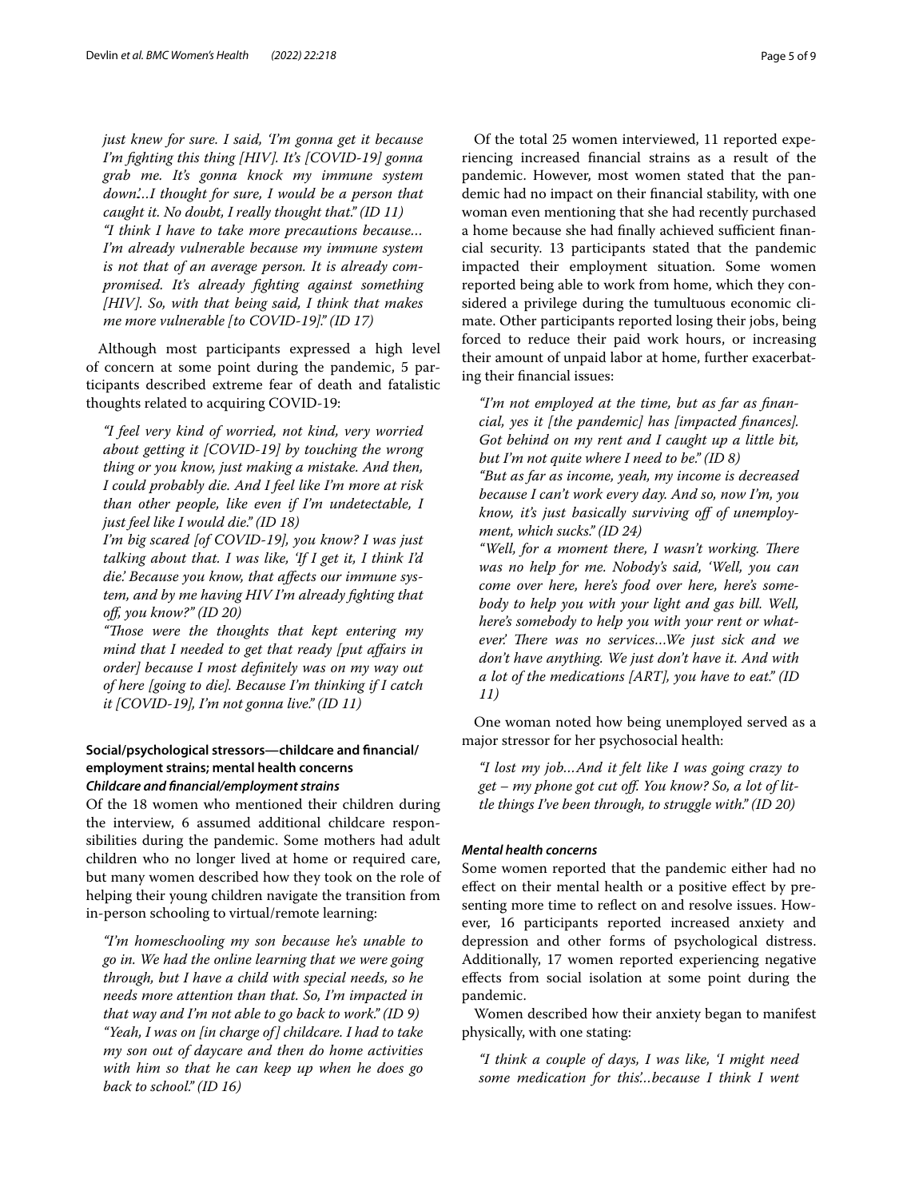*just knew for sure. I said, 'I'm gonna get it because I'm fighting this thing [HIV]. It's [COVID-19] gonna grab me. It's gonna knock my immune system down.'…I thought for sure, I would be a person that caught it. No doubt, I really thought that." (ID 11)*

*"I think I have to take more precautions because… I'm already vulnerable because my immune system is not that of an average person. It is already compromised. It's already fighting against something [HIV]. So, with that being said, I think that makes me more vulnerable [to COVID-19]." (ID 17)*

Although most participants expressed a high level of concern at some point during the pandemic, 5 participants described extreme fear of death and fatalistic thoughts related to acquiring COVID-19:

*"I feel very kind of worried, not kind, very worried about getting it [COVID-19] by touching the wrong thing or you know, just making a mistake. And then, I could probably die. And I feel like I'm more at risk than other people, like even if I'm undetectable, I just feel like I would die." (ID 18)*

*I'm big scared [of COVID-19], you know? I was just talking about that. I was like, 'If I get it, I think I'd die.' Because you know, that affects our immune system, and by me having HIV I'm already fighting that off, you know?" (ID 20)*

*"Those were the thoughts that kept entering my mind that I needed to get that ready [put affairs in order] because I most definitely was on my way out of here [going to die]. Because I'm thinking if I catch it [COVID-19], I'm not gonna live." (ID 11)*

### Social/psychological stressors—childcare and financial/employment strains; mental health concerns

#### *Childcare and financial/employment strains*

Of the 18 women who mentioned their children during the interview, 6 assumed additional childcare responsibilities during the pandemic. Some mothers had adult children who no longer lived at home or required care, but many women described how they took on the role of helping their young children navigate the transition from in-person schooling to virtual/remote learning:

*"I'm homeschooling my son because he's unable to go in. We had the online learning that we were going through, but I have a child with special needs, so he needs more attention than that. So, I'm impacted in that way and I'm not able to go back to work." (ID 9)*

*"Yeah, I was on [in charge of] childcare. I had to take my son out of daycare and then do home activities with him so that he can keep up when he does go back to school." (ID 16)*

Of the total 25 women interviewed, 11 reported experiencing increased financial strains as a result of the pandemic. However, most women stated that the pandemic had no impact on their financial stability, with one woman even mentioning that she had recently purchased a home because she had finally achieved sufficient financial security. 13 participants stated that the pandemic impacted their employment situation. Some women reported being able to work from home, which they considered a privilege during the tumultuous economic climate. Other participants reported losing their jobs, being forced to reduce their paid work hours, or increasing their amount of unpaid labor at home, further exacerbating their financial issues:

*"I'm not employed at the time, but as far as financial, yes it [the pandemic] has [impacted finances]. Got behind on my rent and I caught up a little bit, but I'm not quite where I need to be." (ID 8)*

*"But as far as income, yeah, my income is decreased because I can't work every day. And so, now I'm, you know, it's just basically surviving off of unemployment, which sucks." (ID 24)*

*"Well, for a moment there, I wasn't working. There was no help for me. Nobody's said, 'Well, you can come over here, here's food over here, here's somebody to help you with your light and gas bill. Well, here's somebody to help you with your rent or whatever.' There was no services…We just sick and we don't have anything. We just don't have it. And with a lot of the medications [ART], you have to eat." (ID 11)*

One woman noted how being unemployed served as a major stressor for her psychosocial health:

*"I lost my job…And it felt like I was going crazy to get – my phone got cut off. You know? So, a lot of little things I've been through, to struggle with." (ID 20)*

#### *Mental health concerns*

Some women reported that the pandemic either had no effect on their mental health or a positive effect by presenting more time to reflect on and resolve issues. However, 16 participants reported increased anxiety and depression and other forms of psychological distress. Additionally, 17 women reported experiencing negative effects from social isolation at some point during the pandemic.

Women described how their anxiety began to manifest physically, with one stating:

*"I think a couple of days, I was like, 'I might need some medication for this.'…because I think I went*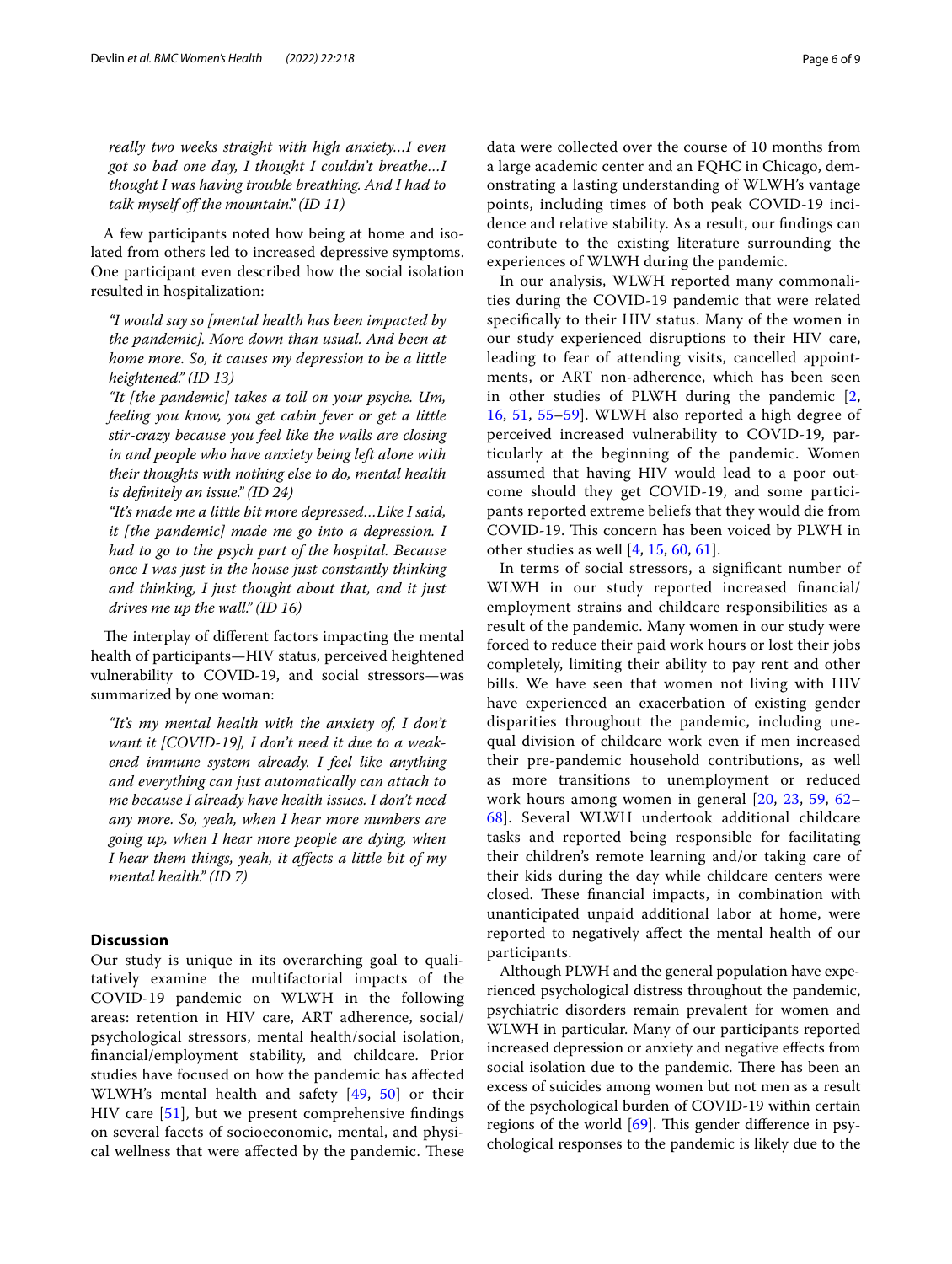*really two weeks straight with high anxiety…I even got so bad one day, I thought I couldn't breathe…I thought I was having trouble breathing. And I had to talk myself off the mountain." (ID 11)*

A few participants noted how being at home and isolated from others led to increased depressive symptoms. One participant even described how the social isolation resulted in hospitalization:

*"I would say so [mental health has been impacted by the pandemic]. More down than usual. And been at home more. So, it causes my depression to be a little heightened." (ID 13)*

*"It [the pandemic] takes a toll on your psyche. Um, feeling you know, you get cabin fever or get a little stir-crazy because you feel like the walls are closing in and people who have anxiety being left alone with their thoughts with nothing else to do, mental health is definitely an issue." (ID 24)*

*"It's made me a little bit more depressed…Like I said, it [the pandemic] made me go into a depression. I had to go to the psych part of the hospital. Because once I was just in the house just constantly thinking and thinking, I just thought about that, and it just drives me up the wall." (ID 16)*

The interplay of different factors impacting the mental health of participants—HIV status, perceived heightened vulnerability to COVID-19, and social stressors—was summarized by one woman:

*"It's my mental health with the anxiety of, I don't want it [COVID-19], I don't need it due to a weakened immune system already. I feel like anything and everything can just automatically can attach to me because I already have health issues. I don't need any more. So, yeah, when I hear more numbers are going up, when I hear more people are dying, when I hear them things, yeah, it affects a little bit of my mental health." (ID 7)*

## Discussion

Our study is unique in its overarching goal to qualitatively examine the multifactorial impacts of the COVID-19 pandemic on WLWH in the following areas: retention in HIV care, ART adherence, social/psychological stressors, mental health/social isolation, financial/employment stability, and childcare. Prior studies have focused on how the pandemic has affected WLWH's mental health and safety [49, 50] or their HIV care [51], but we present comprehensive findings on several facets of socioeconomic, mental, and physical wellness that were affected by the pandemic. These data were collected over the course of 10 months from a large academic center and an FQHC in Chicago, demonstrating a lasting understanding of WLWH's vantage points, including times of both peak COVID-19 incidence and relative stability. As a result, our findings can contribute to the existing literature surrounding the experiences of WLWH during the pandemic.

In our analysis, WLWH reported many commonalities during the COVID-19 pandemic that were related specifically to their HIV status. Many of the women in our study experienced disruptions to their HIV care, leading to fear of attending visits, cancelled appointments, or ART non-adherence, which has been seen in other studies of PLWH during the pandemic [2, 16, 51, 55–59]. WLWH also reported a high degree of perceived increased vulnerability to COVID-19, particularly at the beginning of the pandemic. Women assumed that having HIV would lead to a poor outcome should they get COVID-19, and some participants reported extreme beliefs that they would die from COVID-19. This concern has been voiced by PLWH in other studies as well [4, 15, 60, 61].

In terms of social stressors, a significant number of WLWH in our study reported increased financial/employment strains and childcare responsibilities as a result of the pandemic. Many women in our study were forced to reduce their paid work hours or lost their jobs completely, limiting their ability to pay rent and other bills. We have seen that women not living with HIV have experienced an exacerbation of existing gender disparities throughout the pandemic, including unequal division of childcare work even if men increased their pre-pandemic household contributions, as well as more transitions to unemployment or reduced work hours among women in general [20, 23, 59, 62–68]. Several WLWH undertook additional childcare tasks and reported being responsible for facilitating their children's remote learning and/or taking care of their kids during the day while childcare centers were closed. These financial impacts, in combination with unanticipated unpaid additional labor at home, were reported to negatively affect the mental health of our participants.

Although PLWH and the general population have experienced psychological distress throughout the pandemic, psychiatric disorders remain prevalent for women and WLWH in particular. Many of our participants reported increased depression or anxiety and negative effects from social isolation due to the pandemic. There has been an excess of suicides among women but not men as a result of the psychological burden of COVID-19 within certain regions of the world [69]. This gender difference in psychological responses to the pandemic is likely due to the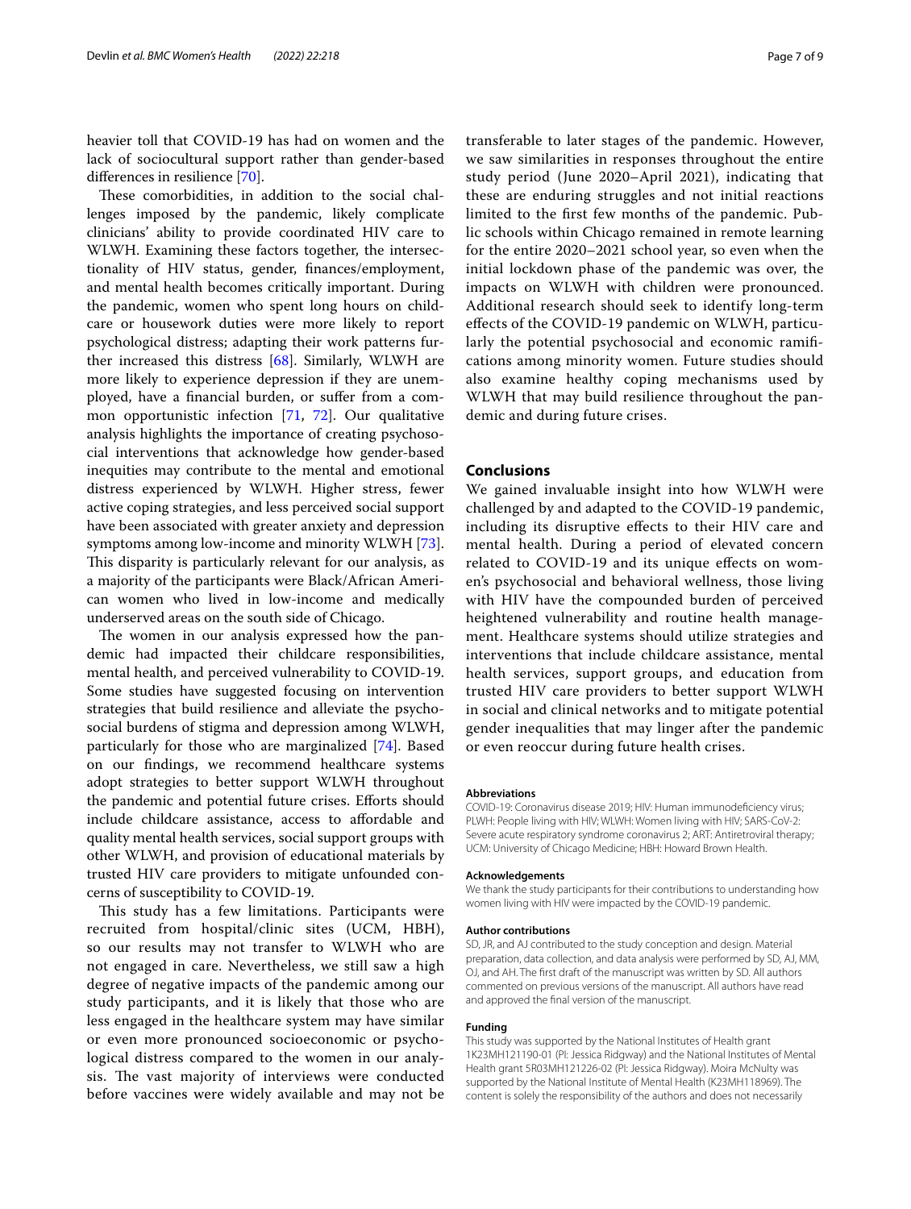heavier toll that COVID-19 has had on women and the lack of sociocultural support rather than gender-based differences in resilience [70].

These comorbidities, in addition to the social challenges imposed by the pandemic, likely complicate clinicians' ability to provide coordinated HIV care to WLWH. Examining these factors together, the intersectionality of HIV status, gender, finances/employment, and mental health becomes critically important. During the pandemic, women who spent long hours on childcare or housework duties were more likely to report psychological distress; adapting their work patterns further increased this distress [68]. Similarly, WLWH are more likely to experience depression if they are unemployed, have a financial burden, or suffer from a common opportunistic infection [71, 72]. Our qualitative analysis highlights the importance of creating psychosocial interventions that acknowledge how gender-based inequities may contribute to the mental and emotional distress experienced by WLWH. Higher stress, fewer active coping strategies, and less perceived social support have been associated with greater anxiety and depression symptoms among low-income and minority WLWH [73]. This disparity is particularly relevant for our analysis, as a majority of the participants were Black/African American women who lived in low-income and medically underserved areas on the south side of Chicago.

The women in our analysis expressed how the pandemic had impacted their childcare responsibilities, mental health, and perceived vulnerability to COVID-19. Some studies have suggested focusing on intervention strategies that build resilience and alleviate the psychosocial burdens of stigma and depression among WLWH, particularly for those who are marginalized [74]. Based on our findings, we recommend healthcare systems adopt strategies to better support WLWH throughout the pandemic and potential future crises. Efforts should include childcare assistance, access to affordable and quality mental health services, social support groups with other WLWH, and provision of educational materials by trusted HIV care providers to mitigate unfounded concerns of susceptibility to COVID-19.

This study has a few limitations. Participants were recruited from hospital/clinic sites (UCM, HBH), so our results may not transfer to WLWH who are not engaged in care. Nevertheless, we still saw a high degree of negative impacts of the pandemic among our study participants, and it is likely that those who are less engaged in the healthcare system may have similar or even more pronounced socioeconomic or psychological distress compared to the women in our analysis. The vast majority of interviews were conducted before vaccines were widely available and may not be transferable to later stages of the pandemic. However, we saw similarities in responses throughout the entire study period (June 2020–April 2021), indicating that these are enduring struggles and not initial reactions limited to the first few months of the pandemic. Public schools within Chicago remained in remote learning for the entire 2020–2021 school year, so even when the initial lockdown phase of the pandemic was over, the impacts on WLWH with children were pronounced. Additional research should seek to identify long-term effects of the COVID-19 pandemic on WLWH, particularly the potential psychosocial and economic ramifications among minority women. Future studies should also examine healthy coping mechanisms used by WLWH that may build resilience throughout the pandemic and during future crises.

## Conclusions

We gained invaluable insight into how WLWH were challenged by and adapted to the COVID-19 pandemic, including its disruptive effects to their HIV care and mental health. During a period of elevated concern related to COVID-19 and its unique effects on women's psychosocial and behavioral wellness, those living with HIV have the compounded burden of perceived heightened vulnerability and routine health management. Healthcare systems should utilize strategies and interventions that include childcare assistance, mental health services, support groups, and education from trusted HIV care providers to better support WLWH in social and clinical networks and to mitigate potential gender inequalities that may linger after the pandemic or even reoccur during future health crises.

#### Abbreviations

COVID-19: Coronavirus disease 2019; HIV: Human immunodeficiency virus; PLWH: People living with HIV; WLWH: Women living with HIV; SARS-CoV-2: Severe acute respiratory syndrome coronavirus 2; ART: Antiretroviral therapy; UCM: University of Chicago Medicine; HBH: Howard Brown Health.

#### Acknowledgements

We thank the study participants for their contributions to understanding how women living with HIV were impacted by the COVID-19 pandemic.

#### Author contributions

SD, JR, and AJ contributed to the study conception and design. Material preparation, data collection, and data analysis were performed by SD, AJ, MM, OJ, and AH. The first draft of the manuscript was written by SD. All authors commented on previous versions of the manuscript. All authors have read and approved the final version of the manuscript.

#### Funding

This study was supported by the National Institutes of Health grant 1K23MH121190-01 (PI: Jessica Ridgway) and the National Institutes of Mental Health grant 5R03MH121226-02 (PI: Jessica Ridgway). Moira McNulty was supported by the National Institute of Mental Health (K23MH118969). The content is solely the responsibility of the authors and does not necessarily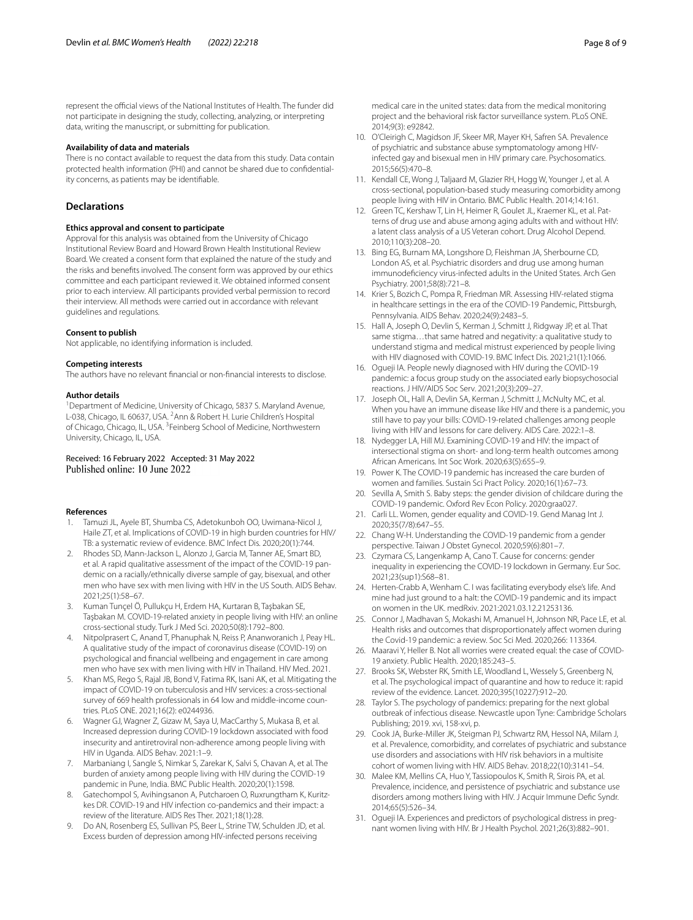represent the official views of the National Institutes of Health. The funder did not participate in designing the study, collecting, analyzing, or interpreting data, writing the manuscript, or submitting for publication.

#### Availability of data and materials

There is no contact available to request the data from this study. Data contain protected health information (PHI) and cannot be shared due to confidentiality concerns, as patients may be identifiable.

## Declarations

#### Ethics approval and consent to participate

Approval for this analysis was obtained from the University of Chicago Institutional Review Board and Howard Brown Health Institutional Review Board. We created a consent form that explained the nature of the study and the risks and benefits involved. The consent form was approved by our ethics committee and each participant reviewed it. We obtained informed consent prior to each interview. All participants provided verbal permission to record their interview. All methods were carried out in accordance with relevant guidelines and regulations.

#### Consent to publish

Not applicable, no identifying information is included.

#### Competing interests

The authors have no relevant financial or non-financial interests to disclose.

#### Author details

[1]Department of Medicine, University of Chicago, 5837 S. Maryland Avenue, L-038, Chicago, IL 60637, USA. [2]Ann & Robert H. Lurie Children's Hospital of Chicago, Chicago, IL, USA. [3]Feinberg School of Medicine, Northwestern University, Chicago, IL, USA.

Received: 16 February 2022 Accepted: 31 May 2022
Published online: 10 June 2022

#### References

1. Tamuzi JL, Ayele BT, Shumba CS, Adetokunboh OO, Uwimana-Nicol J, Haile ZT, et al. Implications of COVID-19 in high burden countries for HIV/TB: a systematic review of evidence. BMC Infect Dis. 2020;20(1):744.
2. Rhodes SD, Mann-Jackson L, Alonzo J, Garcia M, Tanner AE, Smart BD, et al. A rapid qualitative assessment of the impact of the COVID-19 pandemic on a racially/ethnically diverse sample of gay, bisexual, and other men who have sex with men living with HIV in the US South. AIDS Behav. 2021;25(1):58–67.
3. Kuman Tunçel Ö, Pullukçu H, Erdem HA, Kurtaran B, Taşbakan SE, Taşbakan M. COVID-19-related anxiety in people living with HIV: an online cross-sectional study. Turk J Med Sci. 2020;50(8):1792–800.
4. Nitpolprasert C, Anand T, Phanuphak N, Reiss P, Ananworanich J, Peay HL. A qualitative study of the impact of coronavirus disease (COVID-19) on psychological and financial wellbeing and engagement in care among men who have sex with men living with HIV in Thailand. HIV Med. 2021.
5. Khan MS, Rego S, Rajal JB, Bond V, Fatima RK, Isani AK, et al. Mitigating the impact of COVID-19 on tuberculosis and HIV services: a cross-sectional survey of 669 health professionals in 64 low and middle-income countries. PLoS ONE. 2021;16(2): e0244936.
6. Wagner GJ, Wagner Z, Gizaw M, Saya U, MacCarthy S, Mukasa B, et al. Increased depression during COVID-19 lockdown associated with food insecurity and antiretroviral non-adherence among people living with HIV in Uganda. AIDS Behav. 2021:1–9.
7. Marbaniang I, Sangle S, Nimkar S, Zarekar K, Salvi S, Chavan A, et al. The burden of anxiety among people living with HIV during the COVID-19 pandemic in Pune, India. BMC Public Health. 2020;20(1):1598.
8. Gatechompol S, Avihingsanon A, Putcharoen O, Ruxrungtham K, Kuritzkes DR. COVID-19 and HIV infection co-pandemics and their impact: a review of the literature. AIDS Res Ther. 2021;18(1):28.
9. Do AN, Rosenberg ES, Sullivan PS, Beer L, Strine TW, Schulden JD, et al. Excess burden of depression among HIV-infected persons receiving medical care in the united states: data from the medical monitoring project and the behavioral risk factor surveillance system. PLoS ONE. 2014;9(3): e92842.
10. O'Cleirigh C, Magidson JF, Skeer MR, Mayer KH, Safren SA. Prevalence of psychiatric and substance abuse symptomatology among HIV-infected gay and bisexual men in HIV primary care. Psychosomatics. 2015;56(5):470–8.
11. Kendall CE, Wong J, Taljaard M, Glazier RH, Hogg W, Younger J, et al. A cross-sectional, population-based study measuring comorbidity among people living with HIV in Ontario. BMC Public Health. 2014;14:161.
12. Green TC, Kershaw T, Lin H, Heimer R, Goulet JL, Kraemer KL, et al. Patterns of drug use and abuse among aging adults with and without HIV: a latent class analysis of a US Veteran cohort. Drug Alcohol Depend. 2010;110(3):208–20.
13. Bing EG, Burnam MA, Longshore D, Fleishman JA, Sherbourne CD, London AS, et al. Psychiatric disorders and drug use among human immunodeficiency virus-infected adults in the United States. Arch Gen Psychiatry. 2001;58(8):721–8.
14. Krier S, Bozich C, Pompa R, Friedman MR. Assessing HIV-related stigma in healthcare settings in the era of the COVID-19 Pandemic, Pittsburgh, Pennsylvania. AIDS Behav. 2020;24(9):2483–5.
15. Hall A, Joseph O, Devlin S, Kerman J, Schmitt J, Ridgway JP, et al. That same stigma…that same hatred and negativity: a qualitative study to understand stigma and medical mistrust experienced by people living with HIV diagnosed with COVID-19. BMC Infect Dis. 2021;21(1):1066.
16. Ogueji IA. People newly diagnosed with HIV during the COVID-19 pandemic: a focus group study on the associated early biopsychosocial reactions. J HIV/AIDS Soc Serv. 2021;20(3):209–27.
17. Joseph OL, Hall A, Devlin SA, Kerman J, Schmitt J, McNulty MC, et al. When you have an immune disease like HIV and there is a pandemic, you still have to pay your bills: COVID-19-related challenges among people living with HIV and lessons for care delivery. AIDS Care. 2022:1–8.
18. Nydegger LA, Hill MJ. Examining COVID-19 and HIV: the impact of intersectional stigma on short- and long-term health outcomes among African Americans. Int Soc Work. 2020;63(5):655–9.
19. Power K. The COVID-19 pandemic has increased the care burden of women and families. Sustain Sci Pract Policy. 2020;16(1):67–73.
20. Sevilla A, Smith S. Baby steps: the gender division of childcare during the COVID-19 pandemic. Oxford Rev Econ Policy. 2020:graa027.
21. Carli LL. Women, gender equality and COVID-19. Gend Manag Int J. 2020;35(7/8):647–55.
22. Chang W-H. Understanding the COVID-19 pandemic from a gender perspective. Taiwan J Obstet Gynecol. 2020;59(6):801–7.
23. Czymara CS, Langenkamp A, Cano T. Cause for concerns: gender inequality in experiencing the COVID-19 lockdown in Germany. Eur Soc. 2021;23(sup1):S68–81.
24. Herten-Crabb A, Wenham C. I was facilitating everybody else's life. And mine had just ground to a halt: the COVID-19 pandemic and its impact on women in the UK. medRxiv. 2021:2021.03.12.21253136.
25. Connor J, Madhavan S, Mokashi M, Amanuel H, Johnson NR, Pace LE, et al. Health risks and outcomes that disproportionately affect women during the Covid-19 pandemic: a review. Soc Sci Med. 2020;266: 113364.
26. Maaravi Y, Heller B. Not all worries were created equal: the case of COVID-19 anxiety. Public Health. 2020;185:243–5.
27. Brooks SK, Webster RK, Smith LE, Woodland L, Wessely S, Greenberg N, et al. The psychological impact of quarantine and how to reduce it: rapid review of the evidence. Lancet. 2020;395(10227):912–20.
28. Taylor S. The psychology of pandemics: preparing for the next global outbreak of infectious disease. Newcastle upon Tyne: Cambridge Scholars Publishing; 2019. xvi, 158-xvi, p.
29. Cook JA, Burke-Miller JK, Steigman PJ, Schwartz RM, Hessol NA, Milam J, et al. Prevalence, comorbidity, and correlates of psychiatric and substance use disorders and associations with HIV risk behaviors in a multisite cohort of women living with HIV. AIDS Behav. 2018;22(10):3141–54.
30. Malee KM, Mellins CA, Huo Y, Tassiopoulos K, Smith R, Sirois PA, et al. Prevalence, incidence, and persistence of psychiatric and substance use disorders among mothers living with HIV. J Acquir Immune Defic Syndr. 2014;65(5):526–34.
31. Ogueji IA. Experiences and predictors of psychological distress in pregnant women living with HIV. Br J Health Psychol. 2021;26(3):882–901.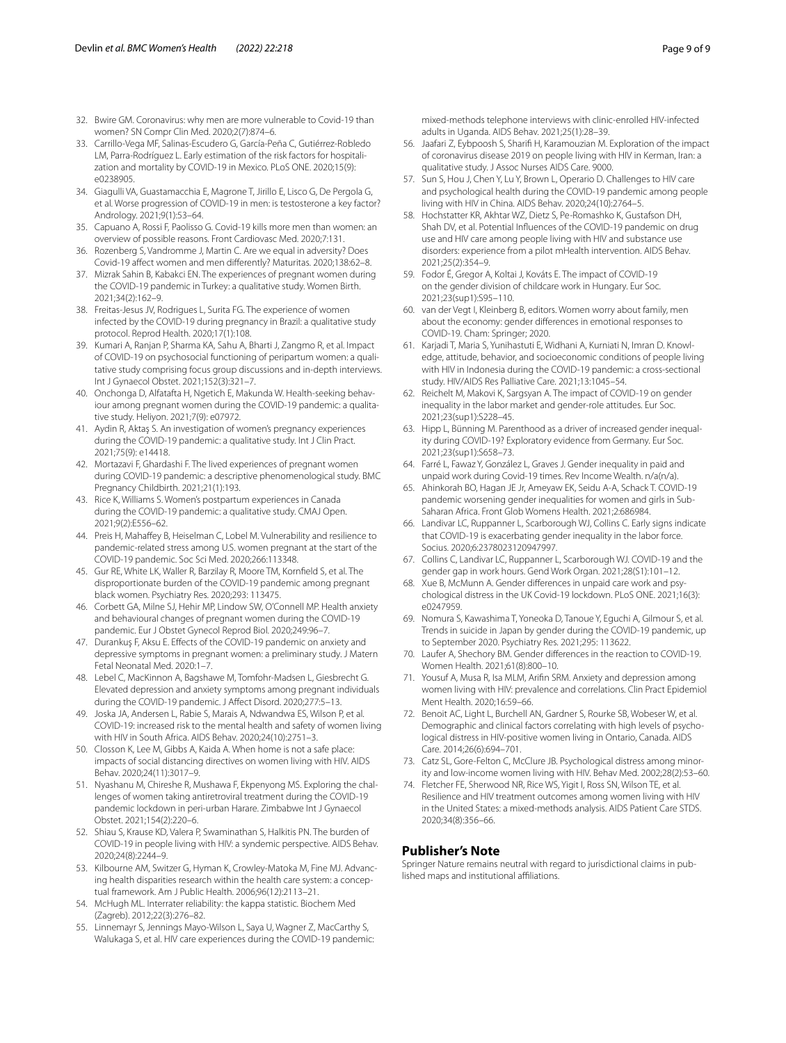32. Bwire GM. Coronavirus: why men are more vulnerable to Covid-19 than women? SN Compr Clin Med. 2020;2(7):874–6.
33. Carrillo-Vega MF, Salinas-Escudero G, García-Peña C, Gutiérrez-Robledo LM, Parra-Rodríguez L. Early estimation of the risk factors for hospitalization and mortality by COVID-19 in Mexico. PLoS ONE. 2020;15(9): e0238905.
34. Giagulli VA, Guastamacchia E, Magrone T, Jirillo E, Lisco G, De Pergola G, et al. Worse progression of COVID-19 in men: is testosterone a key factor? Andrology. 2021;9(1):53–64.
35. Capuano A, Rossi F, Paolisso G. Covid-19 kills more men than women: an overview of possible reasons. Front Cardiovasc Med. 2020;7:131.
36. Rozenberg S, Vandromme J, Martin C. Are we equal in adversity? Does Covid-19 affect women and men differently? Maturitas. 2020;138:62–8.
37. Mizrak Sahin B, Kabakci EN. The experiences of pregnant women during the COVID-19 pandemic in Turkey: a qualitative study. Women Birth. 2021;34(2):162–9.
38. Freitas-Jesus JV, Rodrigues L, Surita FG. The experience of women infected by the COVID-19 during pregnancy in Brazil: a qualitative study protocol. Reprod Health. 2020;17(1):108.
39. Kumari A, Ranjan P, Sharma KA, Sahu A, Bharti J, Zangmo R, et al. Impact of COVID-19 on psychosocial functioning of peripartum women: a qualitative study comprising focus group discussions and in-depth interviews. Int J Gynaecol Obstet. 2021;152(3):321–7.
40. Onchonga D, Alfatafta H, Ngetich E, Makunda W. Health-seeking behaviour among pregnant women during the COVID-19 pandemic: a qualitative study. Heliyon. 2021;7(9): e07972.
41. Aydin R, Aktaş S. An investigation of women's pregnancy experiences during the COVID-19 pandemic: a qualitative study. Int J Clin Pract. 2021;75(9): e14418.
42. Mortazavi F, Ghardashi F. The lived experiences of pregnant women during COVID-19 pandemic: a descriptive phenomenological study. BMC Pregnancy Childbirth. 2021;21(1):193.
43. Rice K, Williams S. Women's postpartum experiences in Canada during the COVID-19 pandemic: a qualitative study. CMAJ Open. 2021;9(2):E556–62.
44. Preis H, Mahaffey B, Heiselman C, Lobel M. Vulnerability and resilience to pandemic-related stress among U.S. women pregnant at the start of the COVID-19 pandemic. Soc Sci Med. 2020;266:113348.
45. Gur RE, White LK, Waller R, Barzilay R, Moore TM, Kornfield S, et al. The disproportionate burden of the COVID-19 pandemic among pregnant black women. Psychiatry Res. 2020;293: 113475.
46. Corbett GA, Milne SJ, Hehir MP, Lindow SW, O'Connell MP. Health anxiety and behavioural changes of pregnant women during the COVID-19 pandemic. Eur J Obstet Gynecol Reprod Biol. 2020;249:96–7.
47. Durankuş F, Aksu E. Effects of the COVID-19 pandemic on anxiety and depressive symptoms in pregnant women: a preliminary study. J Matern Fetal Neonatal Med. 2020:1–7.
48. Lebel C, MacKinnon A, Bagshawe M, Tomfohr-Madsen L, Giesbrecht G. Elevated depression and anxiety symptoms among pregnant individuals during the COVID-19 pandemic. J Affect Disord. 2020;277:5–13.
49. Joska JA, Andersen L, Rabie S, Marais A, Ndwandwa ES, Wilson P, et al. COVID-19: increased risk to the mental health and safety of women living with HIV in South Africa. AIDS Behav. 2020;24(10):2751–3.
50. Closson K, Lee M, Gibbs A, Kaida A. When home is not a safe place: impacts of social distancing directives on women living with HIV. AIDS Behav. 2020;24(11):3017–9.
51. Nyashanu M, Chireshe R, Mushawa F, Ekpenyong MS. Exploring the challenges of women taking antiretroviral treatment during the COVID-19 pandemic lockdown in peri-urban Harare. Zimbabwe Int J Gynaecol Obstet. 2021;154(2):220–6.
52. Shiau S, Krause KD, Valera P, Swaminathan S, Halkitis PN. The burden of COVID-19 in people living with HIV: a syndemic perspective. AIDS Behav. 2020;24(8):2244–9.
53. Kilbourne AM, Switzer G, Hyman K, Crowley-Matoka M, Fine MJ. Advancing health disparities research within the health care system: a conceptual framework. Am J Public Health. 2006;96(12):2113–21.
54. McHugh ML. Interrater reliability: the kappa statistic. Biochem Med (Zagreb). 2012;22(3):276–82.
55. Linnemayr S, Jennings Mayo-Wilson L, Saya U, Wagner Z, MacCarthy S, Walukaga S, et al. HIV care experiences during the COVID-19 pandemic: mixed-methods telephone interviews with clinic-enrolled HIV-infected adults in Uganda. AIDS Behav. 2021;25(1):28–39.
56. Jaafari Z, Eybpoosh S, Sharifi H, Karamouzian M. Exploration of the impact of coronavirus disease 2019 on people living with HIV in Kerman, Iran: a qualitative study. J Assoc Nurses AIDS Care. 9000.
57. Sun S, Hou J, Chen Y, Lu Y, Brown L, Operario D. Challenges to HIV care and psychological health during the COVID-19 pandemic among people living with HIV in China. AIDS Behav. 2020;24(10):2764–5.
58. Hochstatter KR, Akhtar WZ, Dietz S, Pe-Romashko K, Gustafson DH, Shah DV, et al. Potential Influences of the COVID-19 pandemic on drug use and HIV care among people living with HIV and substance use disorders: experience from a pilot mHealth intervention. AIDS Behav. 2021;25(2):354–9.
59. Fodor É, Gregor A, Koltai J, Kováts E. The impact of COVID-19 on the gender division of childcare work in Hungary. Eur Soc. 2021;23(sup1):S95–110.
60. van der Vegt I, Kleinberg B, editors. Women worry about family, men about the economy: gender differences in emotional responses to COVID-19. Cham: Springer; 2020.
61. Karjadi T, Maria S, Yunihastuti E, Widhani A, Kurniati N, Imran D. Knowledge, attitude, behavior, and socioeconomic conditions of people living with HIV in Indonesia during the COVID-19 pandemic: a cross-sectional study. HIV/AIDS Res Palliative Care. 2021;13:1045–54.
62. Reichelt M, Makovi K, Sargsyan A. The impact of COVID-19 on gender inequality in the labor market and gender-role attitudes. Eur Soc. 2021;23(sup1):S228–45.
63. Hipp L, Bünning M. Parenthood as a driver of increased gender inequality during COVID-19? Exploratory evidence from Germany. Eur Soc. 2021;23(sup1):S658–73.
64. Farré L, Fawaz Y, González L, Graves J. Gender inequality in paid and unpaid work during Covid-19 times. Rev Income Wealth. n/a(n/a).
65. Ahinkorah BO, Hagan JE Jr, Ameyaw EK, Seidu A-A, Schack T. COVID-19 pandemic worsening gender inequalities for women and girls in Sub-Saharan Africa. Front Glob Womens Health. 2021;2:686984.
66. Landivar LC, Ruppanner L, Scarborough WJ, Collins C. Early signs indicate that COVID-19 is exacerbating gender inequality in the labor force. Socius. 2020;6:2378023120947997.
67. Collins C, Landivar LC, Ruppanner L, Scarborough WJ. COVID-19 and the gender gap in work hours. Gend Work Organ. 2021;28(S1):101–12.
68. Xue B, McMunn A. Gender differences in unpaid care work and psychological distress in the UK Covid-19 lockdown. PLoS ONE. 2021;16(3): e0247959.
69. Nomura S, Kawashima T, Yoneoka D, Tanoue Y, Eguchi A, Gilmour S, et al. Trends in suicide in Japan by gender during the COVID-19 pandemic, up to September 2020. Psychiatry Res. 2021;295: 113622.
70. Laufer A, Shechory BM. Gender differences in the reaction to COVID-19. Women Health. 2021;61(8):800–10.
71. Yousuf A, Musa R, Isa MLM, Arifin SRM. Anxiety and depression among women living with HIV: prevalence and correlations. Clin Pract Epidemiol Ment Health. 2020;16:59–66.
72. Benoit AC, Light L, Burchell AN, Gardner S, Rourke SB, Wobeser W, et al. Demographic and clinical factors correlating with high levels of psychological distress in HIV-positive women living in Ontario, Canada. AIDS Care. 2014;26(6):694–701.
73. Catz SL, Gore-Felton C, McClure JB. Psychological distress among minority and low-income women living with HIV. Behav Med. 2002;28(2):53–60.
74. Fletcher FE, Sherwood NR, Rice WS, Yigit I, Ross SN, Wilson TE, et al. Resilience and HIV treatment outcomes among women living with HIV in the United States: a mixed-methods analysis. AIDS Patient Care STDS. 2020;34(8):356–66.

## Publisher's Note

Springer Nature remains neutral with regard to jurisdictional claims in published maps and institutional affiliations.